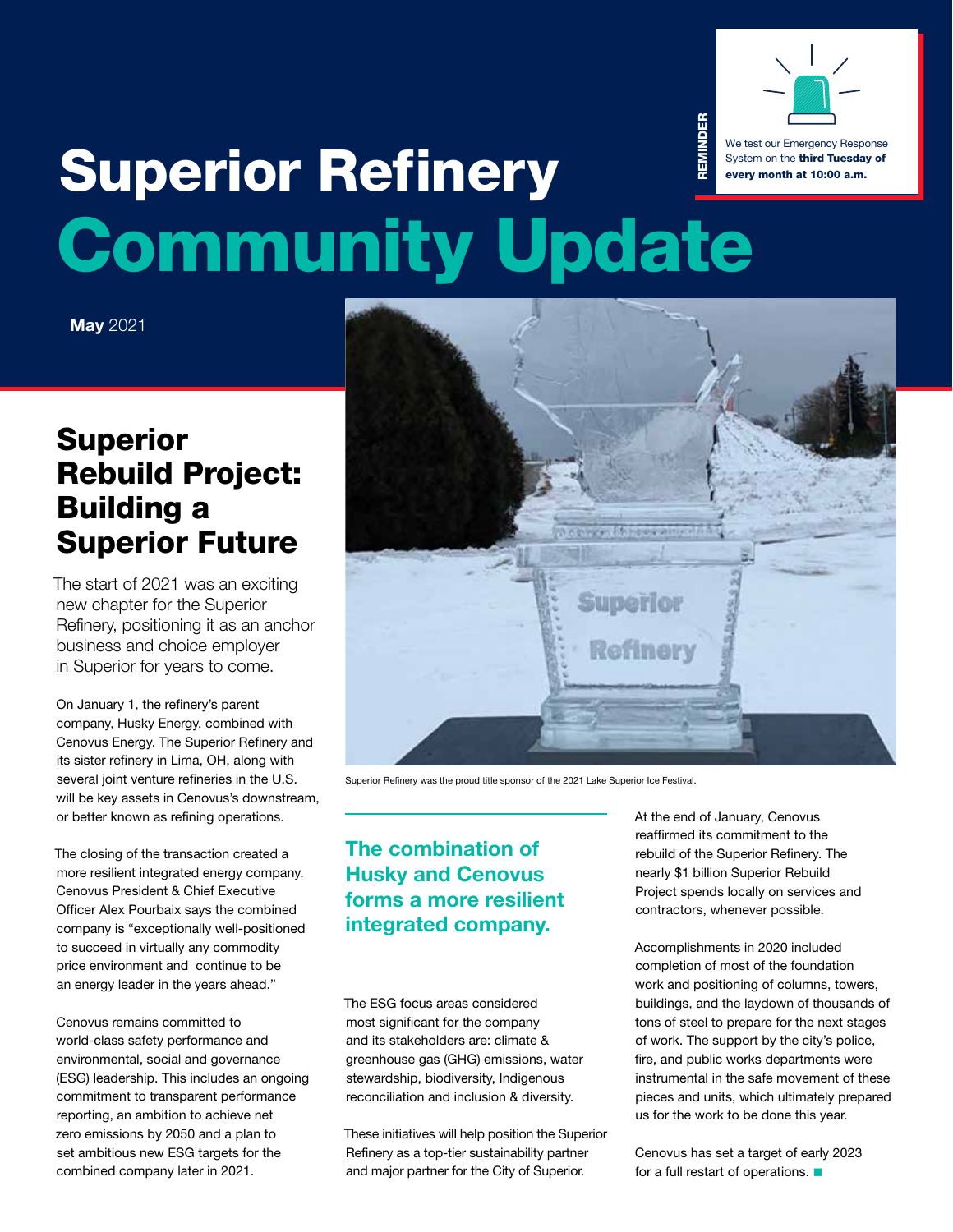# Superior Refinery Community Update

**REMINDER**

We test our Emergency Response System on the **third Tuesday of every month at 10:00 a.m.**

**May** 2021

## Superior Rebuild Project: Building a Superior Future

The start of 2021 was an exciting new chapter for the Superior Refinery, positioning it as an anchor business and choice employer in Superior for years to come.

On January 1, the refinery's parent company, Husky Energy, combined with Cenovus Energy. The Superior Refinery and its sister refinery in Lima, OH, along with several joint venture refineries in the U.S. will be key assets in Cenovus's downstream, or better known as refining operations.

The closing of the transaction created a more resilient integrated energy company. Cenovus President & Chief Executive Officer Alex Pourbaix says the combined company is "exceptionally well-positioned to succeed in virtually any commodity price environment and continue to be an energy leader in the years ahead."

Cenovus remains committed to world-class safety performance and environmental, social and governance (ESG) leadership. This includes an ongoing commitment to transparent performance reporting, an ambition to achieve net zero emissions by 2050 and a plan to set ambitious new ESG targets for the combined company later in 2021.

Superior Refinery was the proud title sponsor of the 2021 Lake Superior Ice Festival.

**The combination of Husky and Cenovus forms a more resilient integrated company.**

The ESG focus areas considered most significant for the company and its stakeholders are: climate & greenhouse gas (GHG) emissions, water stewardship, biodiversity, Indigenous reconciliation and inclusion & diversity.

These initiatives will help position the Superior Refinery as a top-tier sustainability partner and major partner for the City of Superior.

At the end of January, Cenovus reaffirmed its commitment to the rebuild of the Superior Refinery. The nearly $1 billion Superior Rebuild Project spends locally on services and contractors, whenever possible.

Accomplishments in 2020 included completion of most of the foundation work and positioning of columns, towers, buildings, and the laydown of thousands of tons of steel to prepare for the next stages of work. The support by the city's police, fire, and public works departments were instrumental in the safe movement of these pieces and units, which ultimately prepared us for the work to be done this year.

Cenovus has set a target of early 2023 for a full restart of operations. ■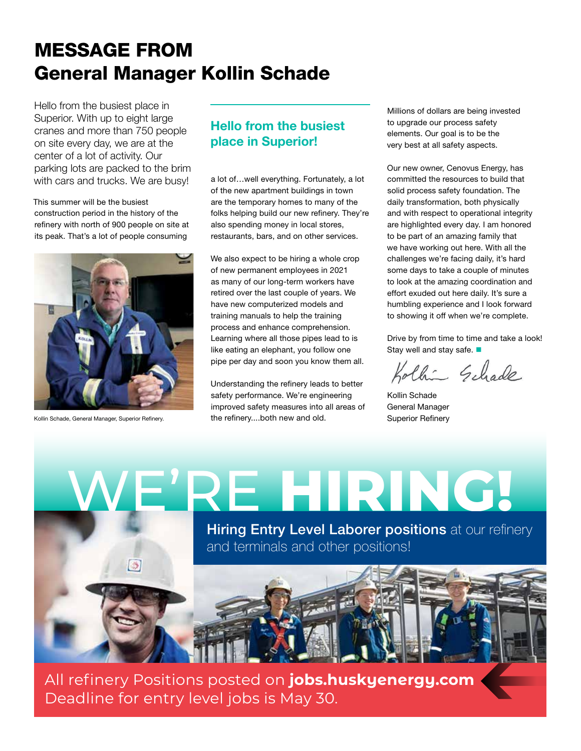# MESSAGE FROM General Manager Kollin Schade

Hello from the busiest place in Superior. With up to eight large cranes and more than 750 people on site every day, we are at the center of a lot of activity. Our parking lots are packed to the brim with cars and trucks. We are busy!

This summer will be the busiest construction period in the history of the refinery with north of 900 people on site at its peak. That's a lot of people consuming a lot of…well everything. Fortunately, a lot of the new apartment buildings in town are the temporary homes to many of the folks helping build our new refinery. They're also spending money in local stores, restaurants, bars, and on other services.

Kollin Schade, General Manager, Superior Refinery.

## Hello from the busiest place in Superior!

We also expect to be hiring a whole crop of new permanent employees in 2021 as many of our long-term workers have retired over the last couple of years. We have new computerized models and training manuals to help the training process and enhance comprehension. Learning where all those pipes lead to is like eating an elephant, you follow one pipe per day and soon you know them all.

Understanding the refinery leads to better safety performance. We're engineering improved safety measures into all areas of the refinery....both new and old.

Millions of dollars are being invested to upgrade our process safety elements. Our goal is to be the very best at all safety aspects.

Our new owner, Cenovus Energy, has committed the resources to build that solid process safety foundation. The daily transformation, both physically and with respect to operational integrity are highlighted every day. I am honored to be part of an amazing family that we have working out here. With all the challenges we're facing daily, it's hard some days to take a couple of minutes to look at the amazing coordination and effort exuded out here daily. It's sure a humbling experience and I look forward to showing it off when we're complete.

Drive by from time to time and take a look! Stay well and stay safe. ■

Kollin Schade
General Manager
Superior Refinery

# WE'RE **HIRING!**

**Hiring Entry Level Laborer positions** at our refinery and terminals and other positions!

All refinery Positions posted on **jobs.huskyenergy.com**
Deadline for entry level jobs is May 30.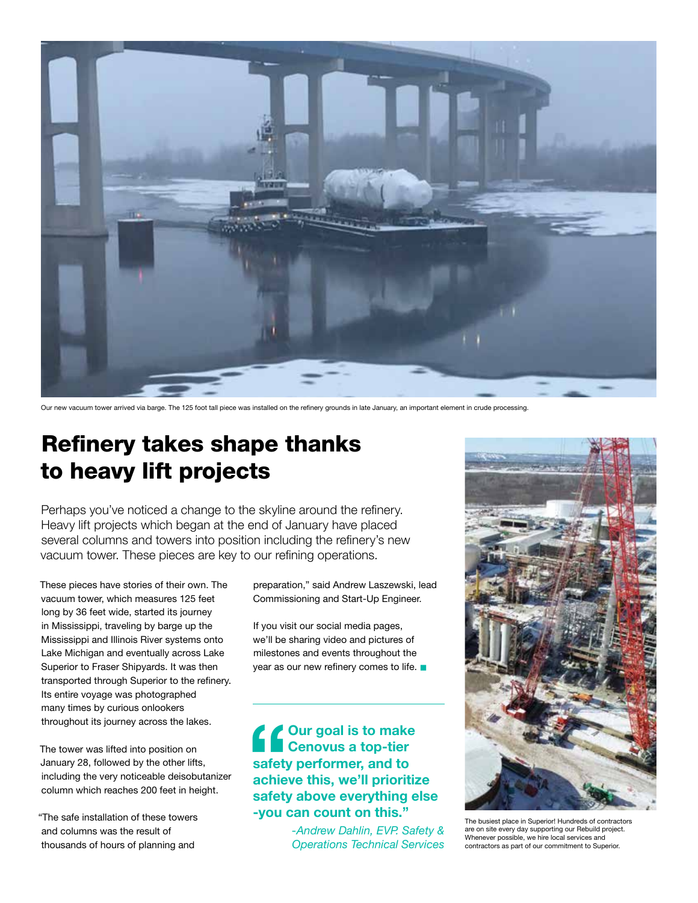Our new vacuum tower arrived via barge. The 125 foot tall piece was installed on the refinery grounds in late January, an important element in crude processing.

# Refinery takes shape thanks to heavy lift projects

Perhaps you've noticed a change to the skyline around the refinery. Heavy lift projects which began at the end of January have placed several columns and towers into position including the refinery's new vacuum tower. These pieces are key to our refining operations.

These pieces have stories of their own. The vacuum tower, which measures 125 feet long by 36 feet wide, started its journey in Mississippi, traveling by barge up the Mississippi and Illinois River systems onto Lake Michigan and eventually across Lake Superior to Fraser Shipyards. It was then transported through Superior to the refinery. Its entire voyage was photographed many times by curious onlookers throughout its journey across the lakes.

The tower was lifted into position on January 28, followed by the other lifts, including the very noticeable deisobutanizer column which reaches 200 feet in height.

"The safe installation of these towers and columns was the result of thousands of hours of planning and preparation," said Andrew Laszewski, lead Commissioning and Start-Up Engineer.

If you visit our social media pages, we'll be sharing video and pictures of milestones and events throughout the year as our new refinery comes to life.

> **"Our goal is to make Cenovus a top-tier safety performer, and to achieve this, we'll prioritize safety above everything else -you can count on this."**
>
> *-Andrew Dahlin, EVP. Safety & Operations Technical Services*

The busiest place in Superior! Hundreds of contractors are on site every day supporting our Rebuild project. Whenever possible, we hire local services and contractors as part of our commitment to Superior.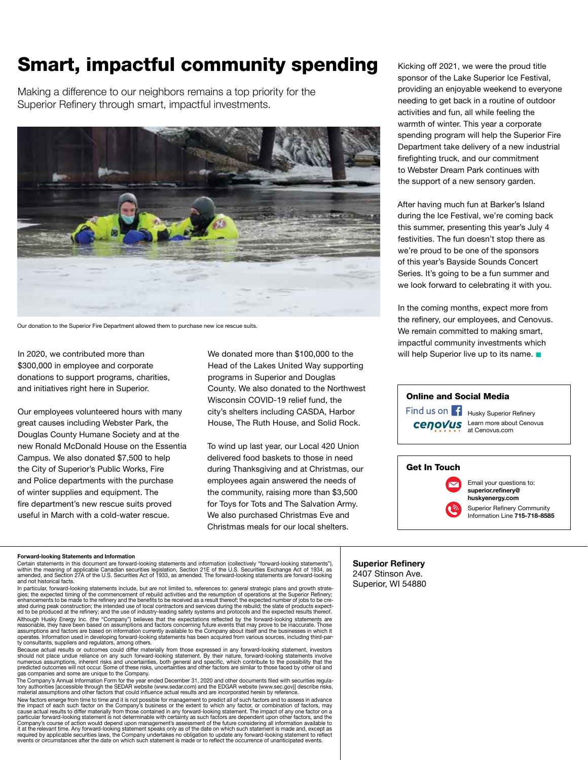# Smart, impactful community spending

Making a difference to our neighbors remains a top priority for the Superior Refinery through smart, impactful investments.

Our donation to the Superior Fire Department allowed them to purchase new ice rescue suits.

In 2020, we contributed more than $300,000 in employee and corporate donations to support programs, charities, and initiatives right here in Superior.

Our employees volunteered hours with many great causes including Webster Park, the Douglas County Humane Society and at the new Ronald McDonald House on the Essentia Campus. We also donated $7,500 to help the City of Superior's Public Works, Fire and Police departments with the purchase of winter supplies and equipment. The fire department's new rescue suits proved useful in March with a cold-water rescue.

We donated more than $100,000 to the Head of the Lakes United Way supporting programs in Superior and Douglas County. We also donated to the Northwest Wisconsin COVID-19 relief fund, the city's shelters including CASDA, Harbor House, The Ruth House, and Solid Rock.

To wind up last year, our Local 420 Union delivered food baskets to those in need during Thanksgiving and at Christmas, our employees again answered the needs of the community, raising more than $3,500 for Toys for Tots and The Salvation Army. We also purchased Christmas Eve and Christmas meals for our local shelters.

Kicking off 2021, we were the proud title sponsor of the Lake Superior Ice Festival, providing an enjoyable weekend to everyone needing to get back in a routine of outdoor activities and fun, all while feeling the warmth of winter. This year a corporate spending program will help the Superior Fire Department take delivery of a new industrial firefighting truck, and our commitment to Webster Dream Park continues with the support of a new sensory garden.

After having much fun at Barker's Island during the Ice Festival, we're coming back this summer, presenting this year's July 4 festivities. The fun doesn't stop there as we're proud to be one of the sponsors of this year's Bayside Sounds Concert Series. It's going to be a fun summer and we look forward to celebrating it with you.

In the coming months, expect more from the refinery, our employees, and Cenovus. We remain committed to making smart, impactful community investments which will help Superior live up to its name.

### Online and Social Media

Find us on Facebook — Husky Superior Refinery

Cenovus Energy — Learn more about Cenovus at Cenovus.com

### Get In Touch

Email your questions to: **superior.refinery@huskyenergy.com**

Superior Refinery Community Information Line **715-718-8585**

**Forward-looking Statements and Information**

Certain statements in this document are forward-looking statements and information (collectively "forward-looking statements"), within the meaning of applicable Canadian securities legislation, Section 21E of the U.S. Securities Exchange Act of 1934, as amended, and Section 27A of the U.S. Securities Act of 1933, as amended. The forward-looking statements are forward-looking and not historical facts.

In particular, forward-looking statements include, but are not limited to, references to: general strategic plans and growth strategies; the expected timing of the commencement of rebuild activities and the resumption of operations at the Superior Refinery; enhancements to be made to the refinery and the benefits to be received as a result thereof; the expected number of jobs to be created during peak construction; the intended use of local contractors and services during the rebuild; the slate of products expected to be produced at the refinery; and the use of industry-leading safety systems and protocols and the expected results thereof.

Although Husky Energy Inc. (the "Company") believes that the expectations reflected by the forward-looking statements are reasonable, they have been based on assumptions and factors concerning future events that may prove to be inaccurate. Those assumptions and factors are based on information currently available to the Company about itself and the businesses in which it operates. Information used in developing forward-looking statements has been acquired from various sources, including third-party consultants, suppliers and regulators, among others.

Because actual results or outcomes could differ materially from those expressed in any forward-looking statement, investors should not place undue reliance on any such forward-looking statement. By their nature, forward-looking statements involve numerous assumptions, inherent risks and uncertainties, both general and specific, which contribute to the possibility that the predicted outcomes will not occur. Some of these risks, uncertainties and other factors are similar to those faced by other oil and gas companies and some are unique to the Company.

The Company's Annual Information Form for the year ended December 31, 2020 and other documents filed with securities regulatory authorities [accessible through the SEDAR website (www.sedar.com) and the EDGAR website (www.sec.gov)] describe risks, material assumptions and other factors that could influence actual results and are incorporated herein by reference.

New factors emerge from time to time and it is not possible for management to predict all of such factors and to assess in advance the impact of each such factor on the Company's business or the extent to which any factor, or combination of factors, may cause actual results to differ materially from those contained in any forward-looking statement. The impact of any one factor on a particular forward-looking statement is not determinable with certainty as such factors are dependent upon other factors, and the Company's course of action would depend upon management's assessment of the future considering all information available to it at the relevant time. Any forward-looking statement speaks only as of the date on which such statement is made and, except as required by applicable securities laws, the Company undertakes no obligation to update any forward-looking statement to reflect events or circumstances after the date on which such statement is made or to reflect the occurrence of unanticipated events.

**Superior Refinery**
2407 Stinson Ave.
Superior, WI 54880